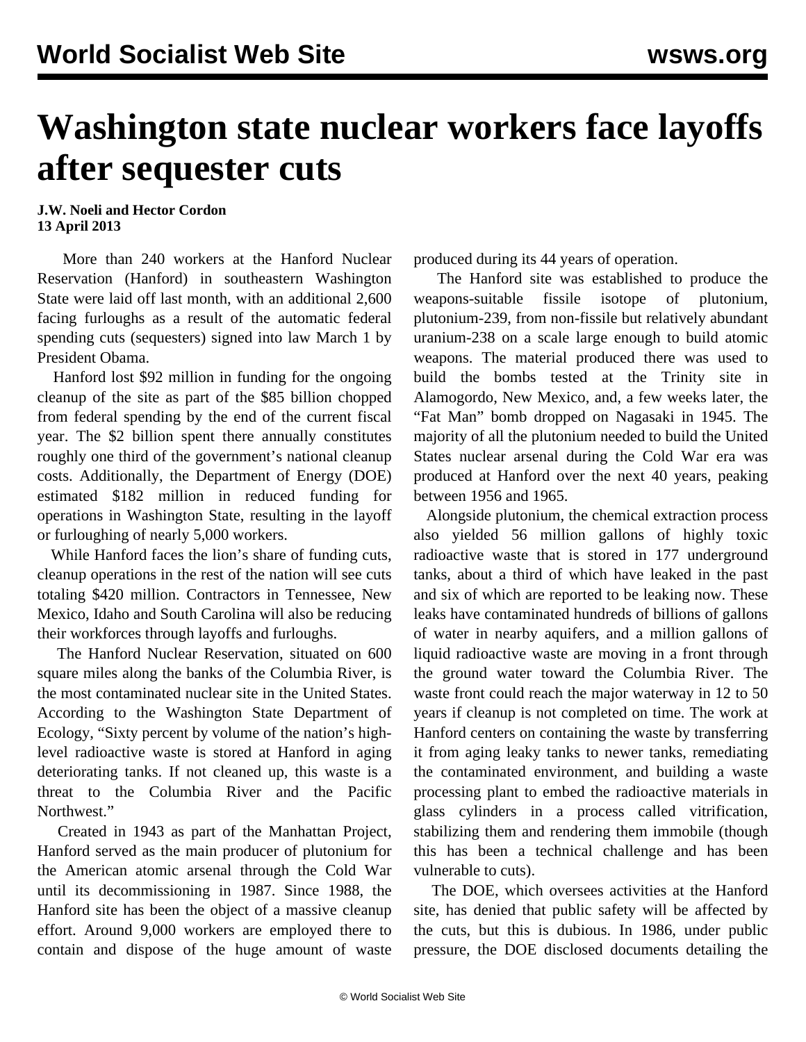# Washington state nuclear workers face layoffs after sequester cuts

**J.W. Noeli and Hector Cordon**
**13 April 2013**

More than 240 workers at the Hanford Nuclear Reservation (Hanford) in southeastern Washington State were laid off last month, with an additional 2,600 facing furloughs as a result of the automatic federal spending cuts (sequesters) signed into law March 1 by President Obama.

Hanford lost $92 million in funding for the ongoing cleanup of the site as part of the $85 billion chopped from federal spending by the end of the current fiscal year. The $2 billion spent there annually constitutes roughly one third of the government's national cleanup costs. Additionally, the Department of Energy (DOE) estimated $182 million in reduced funding for operations in Washington State, resulting in the layoff or furloughing of nearly 5,000 workers.

While Hanford faces the lion's share of funding cuts, cleanup operations in the rest of the nation will see cuts totaling $420 million. Contractors in Tennessee, New Mexico, Idaho and South Carolina will also be reducing their workforces through layoffs and furloughs.

The Hanford Nuclear Reservation, situated on 600 square miles along the banks of the Columbia River, is the most contaminated nuclear site in the United States. According to the Washington State Department of Ecology, "Sixty percent by volume of the nation's high-level radioactive waste is stored at Hanford in aging deteriorating tanks. If not cleaned up, this waste is a threat to the Columbia River and the Pacific Northwest."

Created in 1943 as part of the Manhattan Project, Hanford served as the main producer of plutonium for the American atomic arsenal through the Cold War until its decommissioning in 1987. Since 1988, the Hanford site has been the object of a massive cleanup effort. Around 9,000 workers are employed there to contain and dispose of the huge amount of waste produced during its 44 years of operation.

The Hanford site was established to produce the weapons-suitable fissile isotope of plutonium, plutonium-239, from non-fissile but relatively abundant uranium-238 on a scale large enough to build atomic weapons. The material produced there was used to build the bombs tested at the Trinity site in Alamogordo, New Mexico, and, a few weeks later, the "Fat Man" bomb dropped on Nagasaki in 1945. The majority of all the plutonium needed to build the United States nuclear arsenal during the Cold War era was produced at Hanford over the next 40 years, peaking between 1956 and 1965.

Alongside plutonium, the chemical extraction process also yielded 56 million gallons of highly toxic radioactive waste that is stored in 177 underground tanks, about a third of which have leaked in the past and six of which are reported to be leaking now. These leaks have contaminated hundreds of billions of gallons of water in nearby aquifers, and a million gallons of liquid radioactive waste are moving in a front through the ground water toward the Columbia River. The waste front could reach the major waterway in 12 to 50 years if cleanup is not completed on time. The work at Hanford centers on containing the waste by transferring it from aging leaky tanks to newer tanks, remediating the contaminated environment, and building a waste processing plant to embed the radioactive materials in glass cylinders in a process called vitrification, stabilizing them and rendering them immobile (though this has been a technical challenge and has been vulnerable to cuts).

The DOE, which oversees activities at the Hanford site, has denied that public safety will be affected by the cuts, but this is dubious. In 1986, under public pressure, the DOE disclosed documents detailing the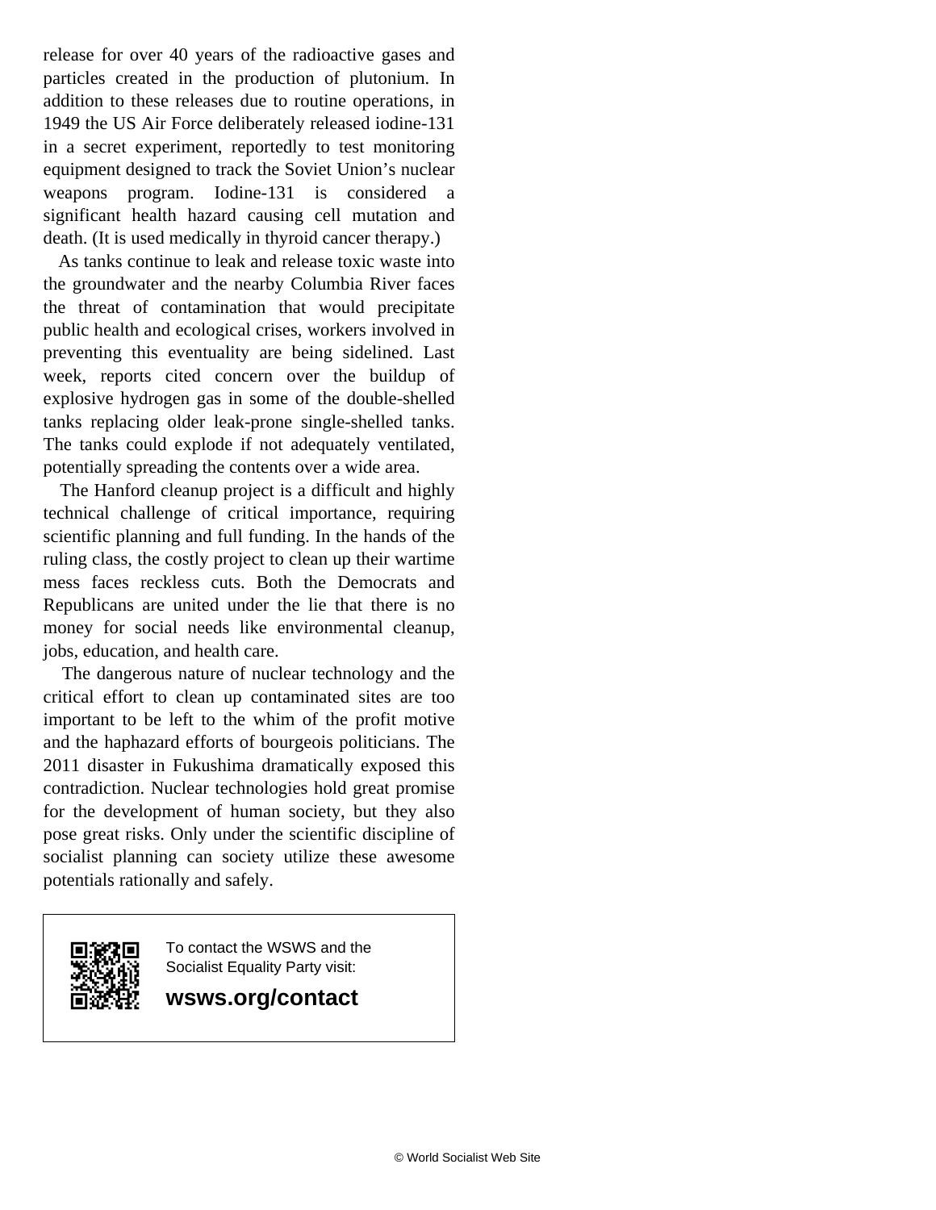release for over 40 years of the radioactive gases and particles created in the production of plutonium. In addition to these releases due to routine operations, in 1949 the US Air Force deliberately released iodine-131 in a secret experiment, reportedly to test monitoring equipment designed to track the Soviet Union's nuclear weapons program. Iodine-131 is considered a significant health hazard causing cell mutation and death. (It is used medically in thyroid cancer therapy.)

As tanks continue to leak and release toxic waste into the groundwater and the nearby Columbia River faces the threat of contamination that would precipitate public health and ecological crises, workers involved in preventing this eventuality are being sidelined. Last week, reports cited concern over the buildup of explosive hydrogen gas in some of the double-shelled tanks replacing older leak-prone single-shelled tanks. The tanks could explode if not adequately ventilated, potentially spreading the contents over a wide area.

The Hanford cleanup project is a difficult and highly technical challenge of critical importance, requiring scientific planning and full funding. In the hands of the ruling class, the costly project to clean up their wartime mess faces reckless cuts. Both the Democrats and Republicans are united under the lie that there is no money for social needs like environmental cleanup, jobs, education, and health care.

The dangerous nature of nuclear technology and the critical effort to clean up contaminated sites are too important to be left to the whim of the profit motive and the haphazard efforts of bourgeois politicians. The 2011 disaster in Fukushima dramatically exposed this contradiction. Nuclear technologies hold great promise for the development of human society, but they also pose great risks. Only under the scientific discipline of socialist planning can society utilize these awesome potentials rationally and safely.

To contact the WSWS and the Socialist Equality Party visit:

**wsws.org/contact**